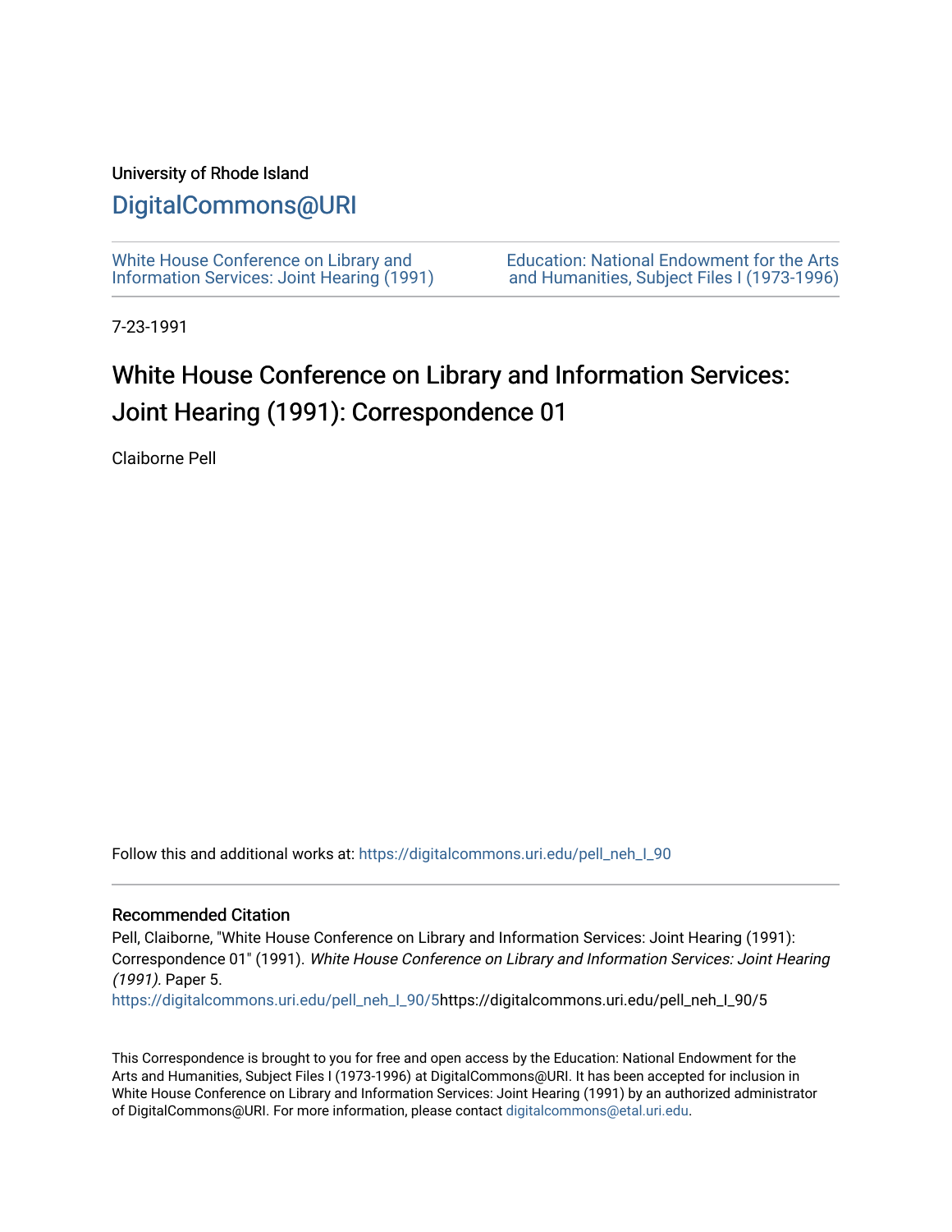University of Rhode Island

# DigitalCommons@URI

White House Conference on Library and Information Services: Joint Hearing (1991)

Education: National Endowment for the Arts and Humanities, Subject Files I (1973-1996)

7-23-1991

## White House Conference on Library and Information Services: Joint Hearing (1991): Correspondence 01

Claiborne Pell

Follow this and additional works at: https://digitalcommons.uri.edu/pell_neh_I_90

### Recommended Citation

Pell, Claiborne, "White House Conference on Library and Information Services: Joint Hearing (1991): Correspondence 01" (1991). *White House Conference on Library and Information Services: Joint Hearing (1991).* Paper 5.
https://digitalcommons.uri.edu/pell_neh_I_90/5https://digitalcommons.uri.edu/pell_neh_I_90/5

This Correspondence is brought to you for free and open access by the Education: National Endowment for the Arts and Humanities, Subject Files I (1973-1996) at DigitalCommons@URI. It has been accepted for inclusion in White House Conference on Library and Information Services: Joint Hearing (1991) by an authorized administrator of DigitalCommons@URI. For more information, please contact digitalcommons@etal.uri.edu.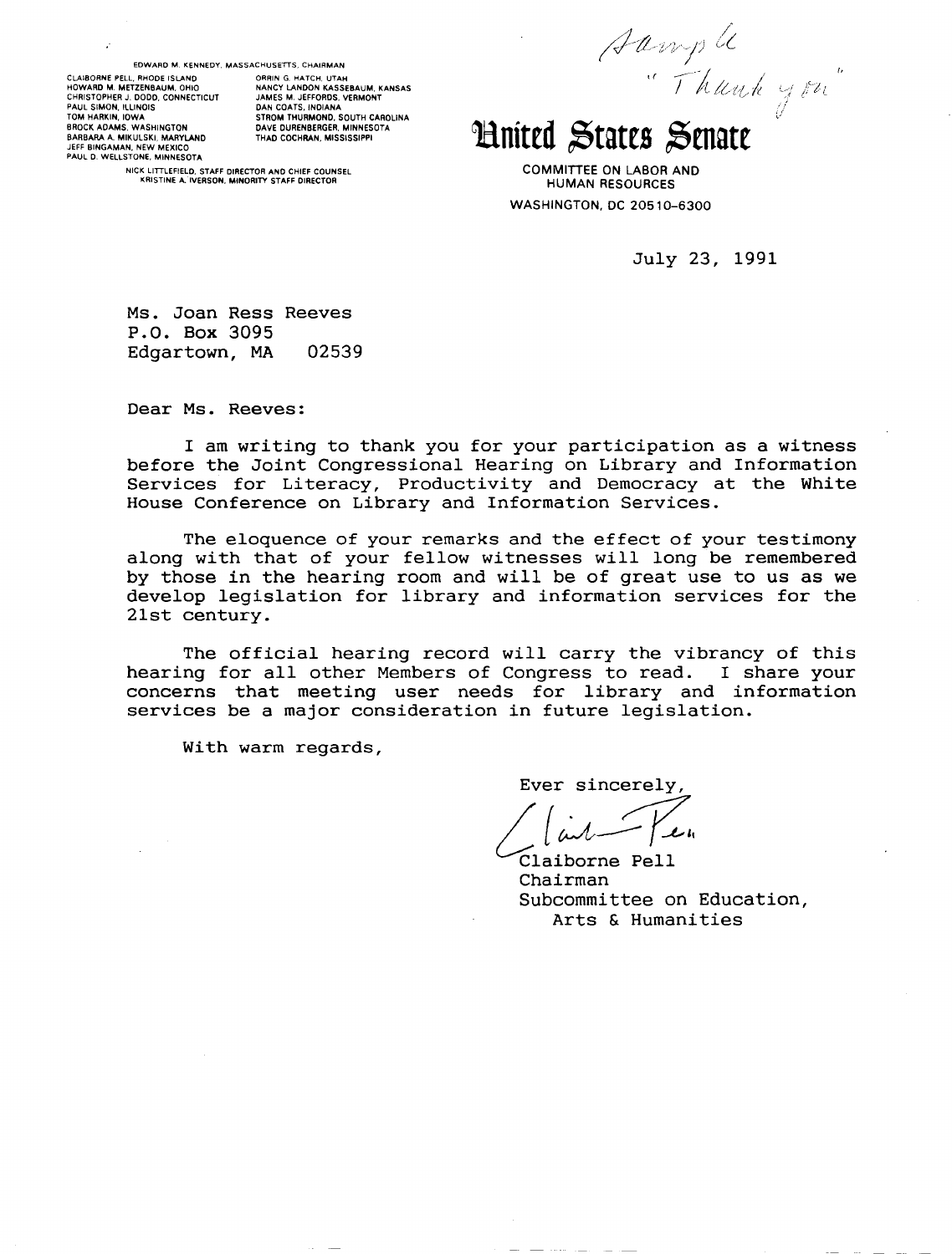EDWARD M. KENNEDY, MASSACHUSETTS, CHAIRMAN

CLAIBORNE PELL, RHODE ISLAND
HOWARD M. METZENBAUM, OHIO
CHRISTOPHER J. DODD, CONNECTICUT
PAUL SIMON, ILLINOIS
TOM HARKIN, IOWA
BROCK ADAMS, WASHINGTON
BARBARA A. MIKULSKI, MARYLAND
JEFF BINGAMAN, NEW MEXICO
PAUL D. WELLSTONE, MINNESOTA

ORRIN G. HATCH, UTAH
NANCY LANDON KASSEBAUM, KANSAS
JAMES M. JEFFORDS, VERMONT
DAN COATS, INDIANA
STROM THURMOND, SOUTH CAROLINA
DAVE DURENBERGER, MINNESOTA
THAD COCHRAN, MISSISSIPPI

NICK LITTLEFIELD, STAFF DIRECTOR AND CHIEF COUNSEL
KRISTINE A. IVERSON, MINORITY STAFF DIRECTOR

Sample "Thank you"

# United States Senate

COMMITTEE ON LABOR AND HUMAN RESOURCES
WASHINGTON, DC 20510-6300

July 23, 1991

Ms. Joan Ress Reeves
P.O. Box 3095
Edgartown, MA 02539

Dear Ms. Reeves:

I am writing to thank you for your participation as a witness before the Joint Congressional Hearing on Library and Information Services for Literacy, Productivity and Democracy at the White House Conference on Library and Information Services.

The eloquence of your remarks and the effect of your testimony along with that of your fellow witnesses will long be remembered by those in the hearing room and will be of great use to us as we develop legislation for library and information services for the 21st century.

The official hearing record will carry the vibrancy of this hearing for all other Members of Congress to read. I share your concerns that meeting user needs for library and information services be a major consideration in future legislation.

With warm regards,

Ever sincerely,

Claiborne Pell
Chairman
Subcommittee on Education, Arts & Humanities